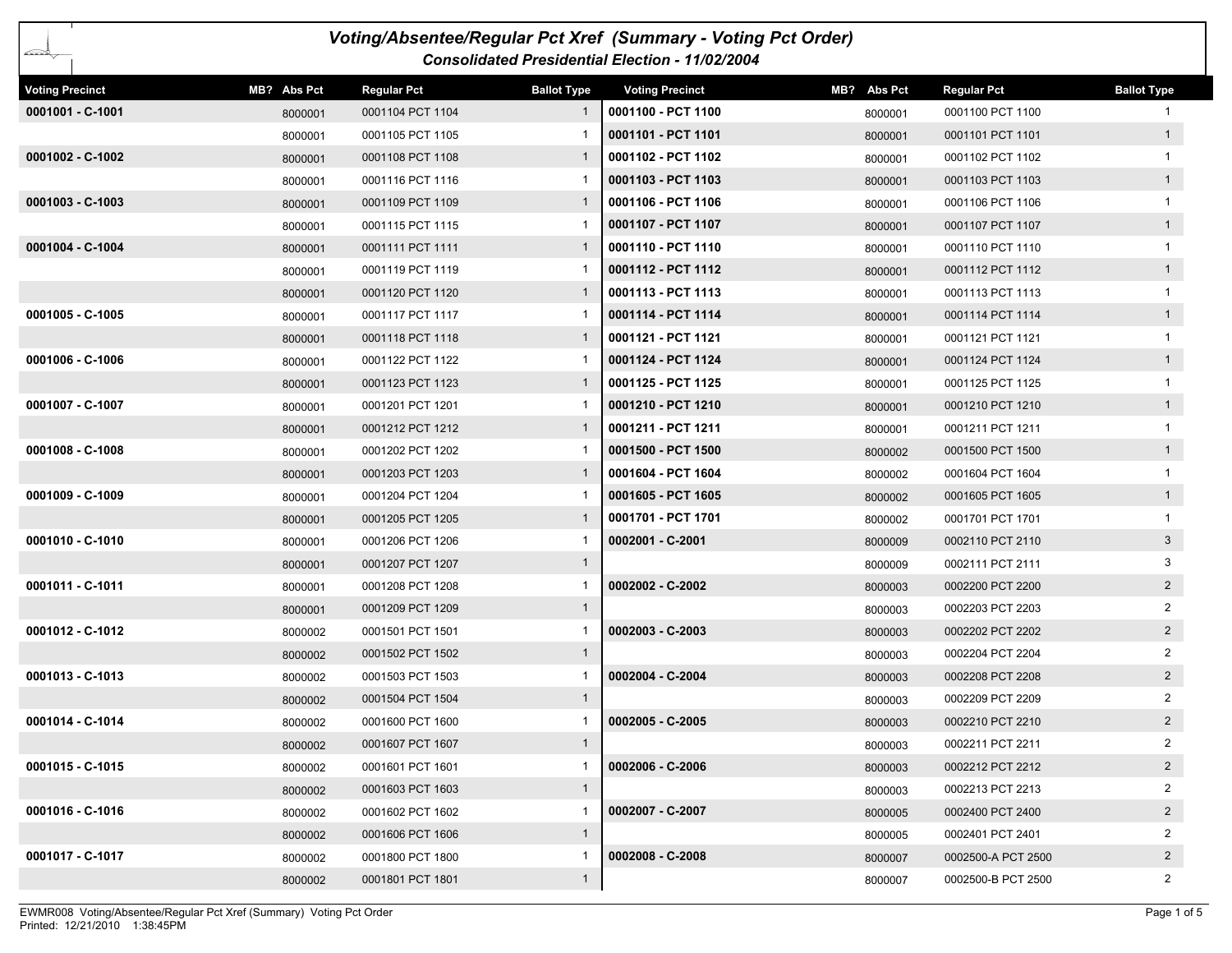# Voting/Absentee/Regular Pct Xref (Summary - Voting Pct Order)

## Consolidated Presidential Election - 11/02/2004

| Voting Precinct | MB? | Abs Pct | Regular Pct | Ballot Type |
|---|---|---|---|---|
| 0001001 - C-1001 | | 8000001 | 0001104 PCT 1104 | 1 |
| | | 8000001 | 0001105 PCT 1105 | 1 |
| 0001002 - C-1002 | | 8000001 | 0001108 PCT 1108 | 1 |
| | | 8000001 | 0001116 PCT 1116 | 1 |
| 0001003 - C-1003 | | 8000001 | 0001109 PCT 1109 | 1 |
| | | 8000001 | 0001115 PCT 1115 | 1 |
| 0001004 - C-1004 | | 8000001 | 0001111 PCT 1111 | 1 |
| | | 8000001 | 0001119 PCT 1119 | 1 |
| | | 8000001 | 0001120 PCT 1120 | 1 |
| 0001005 - C-1005 | | 8000001 | 0001117 PCT 1117 | 1 |
| | | 8000001 | 0001118 PCT 1118 | 1 |
| 0001006 - C-1006 | | 8000001 | 0001122 PCT 1122 | 1 |
| | | 8000001 | 0001123 PCT 1123 | 1 |
| 0001007 - C-1007 | | 8000001 | 0001201 PCT 1201 | 1 |
| | | 8000001 | 0001212 PCT 1212 | 1 |
| 0001008 - C-1008 | | 8000001 | 0001202 PCT 1202 | 1 |
| | | 8000001 | 0001203 PCT 1203 | 1 |
| 0001009 - C-1009 | | 8000001 | 0001204 PCT 1204 | 1 |
| | | 8000001 | 0001205 PCT 1205 | 1 |
| 0001010 - C-1010 | | 8000001 | 0001206 PCT 1206 | 1 |
| | | 8000001 | 0001207 PCT 1207 | 1 |
| 0001011 - C-1011 | | 8000001 | 0001208 PCT 1208 | 1 |
| | | 8000001 | 0001209 PCT 1209 | 1 |
| 0001012 - C-1012 | | 8000002 | 0001501 PCT 1501 | 1 |
| | | 8000002 | 0001502 PCT 1502 | 1 |
| 0001013 - C-1013 | | 8000002 | 0001503 PCT 1503 | 1 |
| | | 8000002 | 0001504 PCT 1504 | 1 |
| 0001014 - C-1014 | | 8000002 | 0001600 PCT 1600 | 1 |
| | | 8000002 | 0001607 PCT 1607 | 1 |
| 0001015 - C-1015 | | 8000002 | 0001601 PCT 1601 | 1 |
| | | 8000002 | 0001603 PCT 1603 | 1 |
| 0001016 - C-1016 | | 8000002 | 0001602 PCT 1602 | 1 |
| | | 8000002 | 0001606 PCT 1606 | 1 |
| 0001017 - C-1017 | | 8000002 | 0001800 PCT 1800 | 1 |
| | | 8000002 | 0001801 PCT 1801 | 1 |
| 0001100 - PCT 1100 | | 8000001 | 0001100 PCT 1100 | 1 |
| 0001101 - PCT 1101 | | 8000001 | 0001101 PCT 1101 | 1 |
| 0001102 - PCT 1102 | | 8000001 | 0001102 PCT 1102 | 1 |
| 0001103 - PCT 1103 | | 8000001 | 0001103 PCT 1103 | 1 |
| 0001106 - PCT 1106 | | 8000001 | 0001106 PCT 1106 | 1 |
| 0001107 - PCT 1107 | | 8000001 | 0001107 PCT 1107 | 1 |
| 0001110 - PCT 1110 | | 8000001 | 0001110 PCT 1110 | 1 |
| 0001112 - PCT 1112 | | 8000001 | 0001112 PCT 1112 | 1 |
| 0001113 - PCT 1113 | | 8000001 | 0001113 PCT 1113 | 1 |
| 0001114 - PCT 1114 | | 8000001 | 0001114 PCT 1114 | 1 |
| 0001121 - PCT 1121 | | 8000001 | 0001121 PCT 1121 | 1 |
| 0001124 - PCT 1124 | | 8000001 | 0001124 PCT 1124 | 1 |
| 0001125 - PCT 1125 | | 8000001 | 0001125 PCT 1125 | 1 |
| 0001210 - PCT 1210 | | 8000001 | 0001210 PCT 1210 | 1 |
| 0001211 - PCT 1211 | | 8000001 | 0001211 PCT 1211 | 1 |
| 0001500 - PCT 1500 | | 8000002 | 0001500 PCT 1500 | 1 |
| 0001604 - PCT 1604 | | 8000002 | 0001604 PCT 1604 | 1 |
| 0001605 - PCT 1605 | | 8000002 | 0001605 PCT 1605 | 1 |
| 0001701 - PCT 1701 | | 8000002 | 0001701 PCT 1701 | 1 |
| 0002001 - C-2001 | | 8000009 | 0002110 PCT 2110 | 3 |
| | | 8000009 | 0002111 PCT 2111 | 3 |
| 0002002 - C-2002 | | 8000003 | 0002200 PCT 2200 | 2 |
| | | 8000003 | 0002203 PCT 2203 | 2 |
| 0002003 - C-2003 | | 8000003 | 0002202 PCT 2202 | 2 |
| | | 8000003 | 0002204 PCT 2204 | 2 |
| 0002004 - C-2004 | | 8000003 | 0002208 PCT 2208 | 2 |
| | | 8000003 | 0002209 PCT 2209 | 2 |
| 0002005 - C-2005 | | 8000003 | 0002210 PCT 2210 | 2 |
| | | 8000003 | 0002211 PCT 2211 | 2 |
| 0002006 - C-2006 | | 8000003 | 0002212 PCT 2212 | 2 |
| | | 8000003 | 0002213 PCT 2213 | 2 |
| 0002007 - C-2007 | | 8000005 | 0002400 PCT 2400 | 2 |
| | | 8000005 | 0002401 PCT 2401 | 2 |
| 0002008 - C-2008 | | 8000007 | 0002500-A PCT 2500 | 2 |
| | | 8000007 | 0002500-B PCT 2500 | 2 |

EWMR008 Voting/Absentee/Regular Pct Xref (Summary) Voting Pct Order
Printed: 12/21/2010 1:38:45PM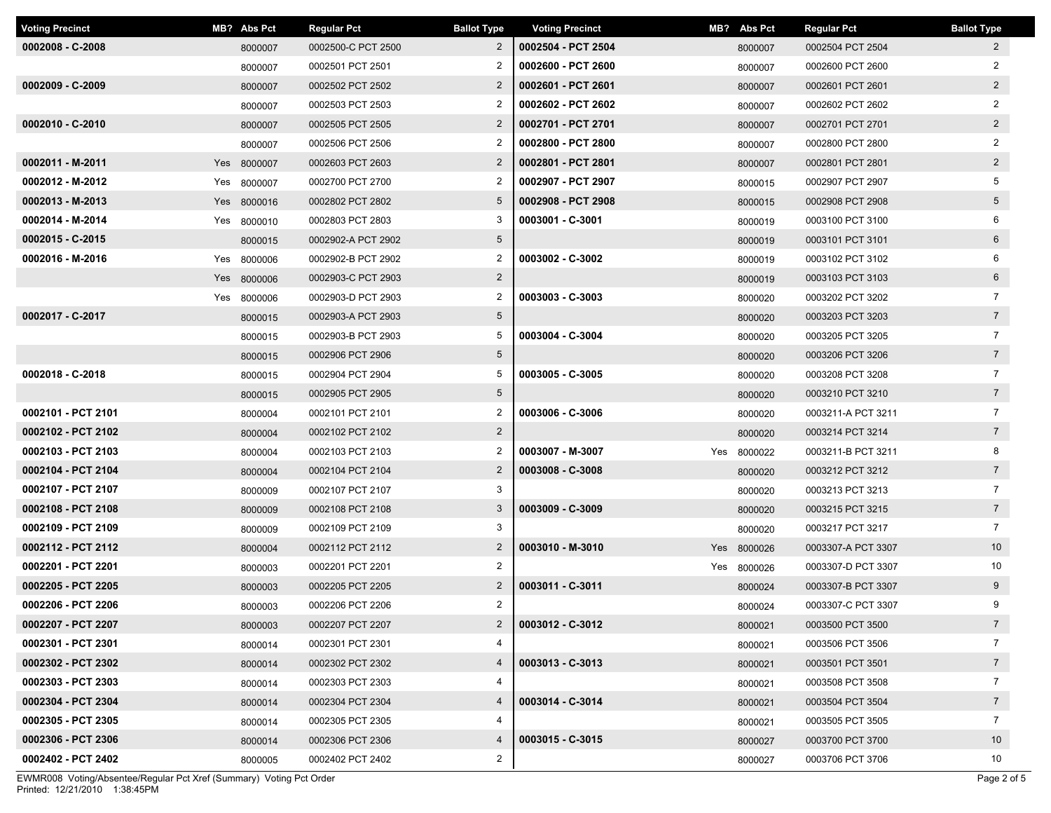| Voting Precinct | MB? | Abs Pct | Regular Pct | Ballot Type |
|---|---|---|---|---|
| 0002008 - C-2008 | | 8000007 | 0002500-C PCT 2500 | 2 |
| | | 8000007 | 0002501 PCT 2501 | 2 |
| 0002009 - C-2009 | | 8000007 | 0002502 PCT 2502 | 2 |
| | | 8000007 | 0002503 PCT 2503 | 2 |
| 0002010 - C-2010 | | 8000007 | 0002505 PCT 2505 | 2 |
| | | 8000007 | 0002506 PCT 2506 | 2 |
| 0002011 - M-2011 | Yes | 8000007 | 0002603 PCT 2603 | 2 |
| 0002012 - M-2012 | Yes | 8000007 | 0002700 PCT 2700 | 2 |
| 0002013 - M-2013 | Yes | 8000016 | 0002802 PCT 2802 | 5 |
| 0002014 - M-2014 | Yes | 8000010 | 0002803 PCT 2803 | 3 |
| 0002015 - C-2015 | | 8000015 | 0002902-A PCT 2902 | 5 |
| 0002016 - M-2016 | Yes | 8000006 | 0002902-B PCT 2902 | 2 |
| | Yes | 8000006 | 0002903-C PCT 2903 | 2 |
| | Yes | 8000006 | 0002903-D PCT 2903 | 2 |
| 0002017 - C-2017 | | 8000015 | 0002903-A PCT 2903 | 5 |
| | | 8000015 | 0002903-B PCT 2903 | 5 |
| | | 8000015 | 0002906 PCT 2906 | 5 |
| 0002018 - C-2018 | | 8000015 | 0002904 PCT 2904 | 5 |
| | | 8000015 | 0002905 PCT 2905 | 5 |
| 0002101 - PCT 2101 | | 8000004 | 0002101 PCT 2101 | 2 |
| 0002102 - PCT 2102 | | 8000004 | 0002102 PCT 2102 | 2 |
| 0002103 - PCT 2103 | | 8000004 | 0002103 PCT 2103 | 2 |
| 0002104 - PCT 2104 | | 8000004 | 0002104 PCT 2104 | 2 |
| 0002107 - PCT 2107 | | 8000009 | 0002107 PCT 2107 | 3 |
| 0002108 - PCT 2108 | | 8000009 | 0002108 PCT 2108 | 3 |
| 0002109 - PCT 2109 | | 8000009 | 0002109 PCT 2109 | 3 |
| 0002112 - PCT 2112 | | 8000004 | 0002112 PCT 2112 | 2 |
| 0002201 - PCT 2201 | | 8000003 | 0002201 PCT 2201 | 2 |
| 0002205 - PCT 2205 | | 8000003 | 0002205 PCT 2205 | 2 |
| 0002206 - PCT 2206 | | 8000003 | 0002206 PCT 2206 | 2 |
| 0002207 - PCT 2207 | | 8000003 | 0002207 PCT 2207 | 2 |
| 0002301 - PCT 2301 | | 8000014 | 0002301 PCT 2301 | 4 |
| 0002302 - PCT 2302 | | 8000014 | 0002302 PCT 2302 | 4 |
| 0002303 - PCT 2303 | | 8000014 | 0002303 PCT 2303 | 4 |
| 0002304 - PCT 2304 | | 8000014 | 0002304 PCT 2304 | 4 |
| 0002305 - PCT 2305 | | 8000014 | 0002305 PCT 2305 | 4 |
| 0002306 - PCT 2306 | | 8000014 | 0002306 PCT 2306 | 4 |
| 0002402 - PCT 2402 | | 8000005 | 0002402 PCT 2402 | 2 |
| 0002504 - PCT 2504 | | 8000007 | 0002504 PCT 2504 | 2 |
| 0002600 - PCT 2600 | | 8000007 | 0002600 PCT 2600 | 2 |
| 0002601 - PCT 2601 | | 8000007 | 0002601 PCT 2601 | 2 |
| 0002602 - PCT 2602 | | 8000007 | 0002602 PCT 2602 | 2 |
| 0002701 - PCT 2701 | | 8000007 | 0002701 PCT 2701 | 2 |
| 0002800 - PCT 2800 | | 8000007 | 0002800 PCT 2800 | 2 |
| 0002801 - PCT 2801 | | 8000007 | 0002801 PCT 2801 | 2 |
| 0002907 - PCT 2907 | | 8000015 | 0002907 PCT 2907 | 5 |
| 0002908 - PCT 2908 | | 8000015 | 0002908 PCT 2908 | 5 |
| 0003001 - C-3001 | | 8000019 | 0003100 PCT 3100 | 6 |
| | | 8000019 | 0003101 PCT 3101 | 6 |
| 0003002 - C-3002 | | 8000019 | 0003102 PCT 3102 | 6 |
| | | 8000019 | 0003103 PCT 3103 | 6 |
| 0003003 - C-3003 | | 8000020 | 0003202 PCT 3202 | 7 |
| | | 8000020 | 0003203 PCT 3203 | 7 |
| 0003004 - C-3004 | | 8000020 | 0003205 PCT 3205 | 7 |
| | | 8000020 | 0003206 PCT 3206 | 7 |
| 0003005 - C-3005 | | 8000020 | 0003208 PCT 3208 | 7 |
| | | 8000020 | 0003210 PCT 3210 | 7 |
| 0003006 - C-3006 | | 8000020 | 0003211-A PCT 3211 | 7 |
| | | 8000020 | 0003214 PCT 3214 | 7 |
| 0003007 - M-3007 | Yes | 8000022 | 0003211-B PCT 3211 | 8 |
| 0003008 - C-3008 | | 8000020 | 0003212 PCT 3212 | 7 |
| | | 8000020 | 0003213 PCT 3213 | 7 |
| 0003009 - C-3009 | | 8000020 | 0003215 PCT 3215 | 7 |
| | | 8000020 | 0003217 PCT 3217 | 7 |
| 0003010 - M-3010 | Yes | 8000026 | 0003307-A PCT 3307 | 10 |
| | Yes | 8000026 | 0003307-D PCT 3307 | 10 |
| 0003011 - C-3011 | | 8000024 | 0003307-B PCT 3307 | 9 |
| | | 8000024 | 0003307-C PCT 3307 | 9 |
| 0003012 - C-3012 | | 8000021 | 0003500 PCT 3500 | 7 |
| | | 8000021 | 0003506 PCT 3506 | 7 |
| 0003013 - C-3013 | | 8000021 | 0003501 PCT 3501 | 7 |
| | | 8000021 | 0003508 PCT 3508 | 7 |
| 0003014 - C-3014 | | 8000021 | 0003504 PCT 3504 | 7 |
| | | 8000021 | 0003505 PCT 3505 | 7 |
| 0003015 - C-3015 | | 8000027 | 0003700 PCT 3700 | 10 |
| | | 8000027 | 0003706 PCT 3706 | 10 |

EWMR008 Voting/Absentee/Regular Pct Xref (Summary) Voting Pct Order
Printed: 12/21/2010 1:38:45PM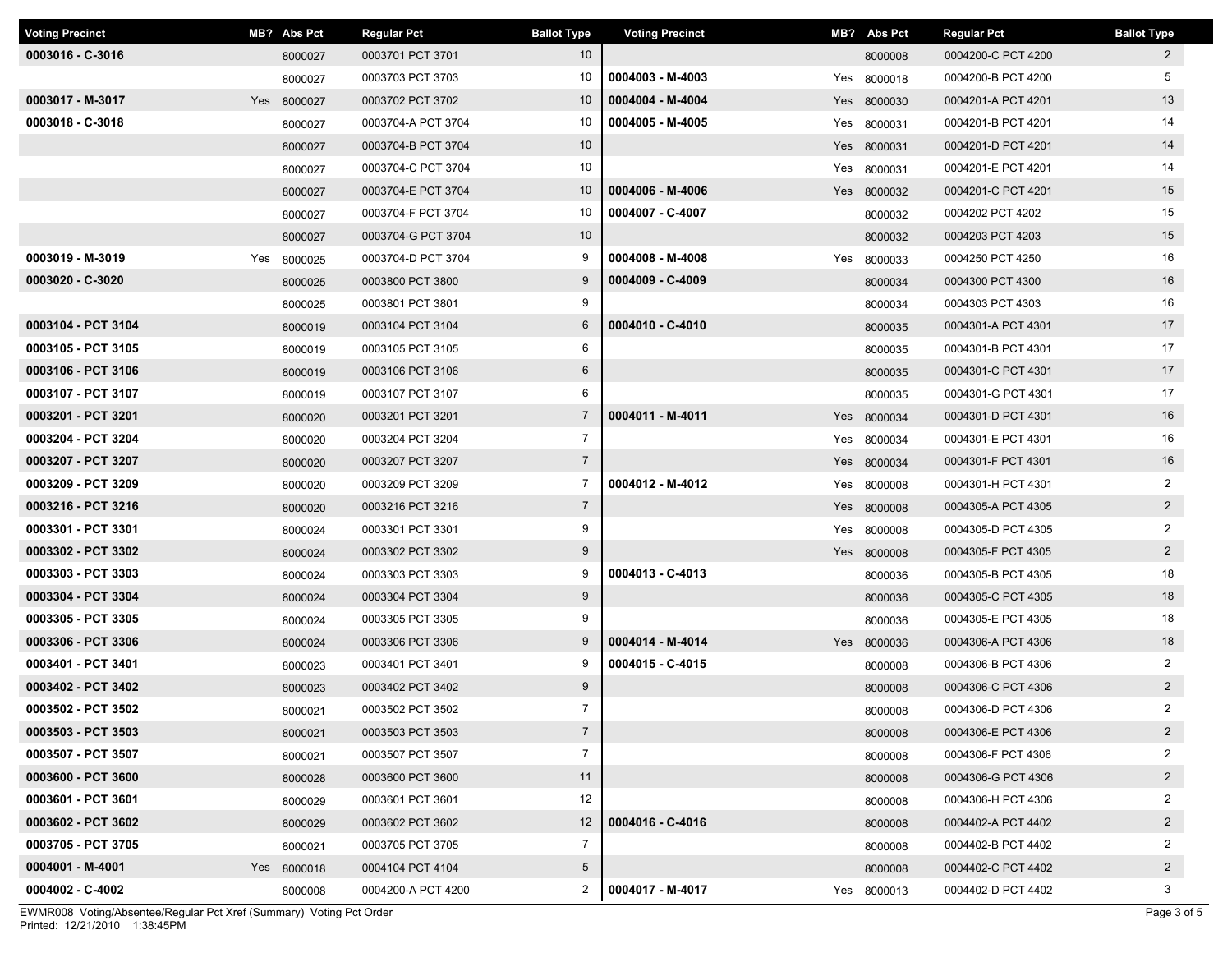| Voting Precinct | MB? | Abs Pct | Regular Pct | Ballot Type |
|---|---|---|---|---|
| 0003016 - C-3016 | | 8000027 | 0003701 PCT 3701 | 10 |
| | | 8000027 | 0003703 PCT 3703 | 10 |
| 0003017 - M-3017 | Yes | 8000027 | 0003702 PCT 3702 | 10 |
| 0003018 - C-3018 | | 8000027 | 0003704-A PCT 3704 | 10 |
| | | 8000027 | 0003704-B PCT 3704 | 10 |
| | | 8000027 | 0003704-C PCT 3704 | 10 |
| | | 8000027 | 0003704-E PCT 3704 | 10 |
| | | 8000027 | 0003704-F PCT 3704 | 10 |
| | | 8000027 | 0003704-G PCT 3704 | 10 |
| 0003019 - M-3019 | Yes | 8000025 | 0003704-D PCT 3704 | 9 |
| 0003020 - C-3020 | | 8000025 | 0003800 PCT 3800 | 9 |
| | | 8000025 | 0003801 PCT 3801 | 9 |
| 0003104 - PCT 3104 | | 8000019 | 0003104 PCT 3104 | 6 |
| 0003105 - PCT 3105 | | 8000019 | 0003105 PCT 3105 | 6 |
| 0003106 - PCT 3106 | | 8000019 | 0003106 PCT 3106 | 6 |
| 0003107 - PCT 3107 | | 8000019 | 0003107 PCT 3107 | 6 |
| 0003201 - PCT 3201 | | 8000020 | 0003201 PCT 3201 | 7 |
| 0003204 - PCT 3204 | | 8000020 | 0003204 PCT 3204 | 7 |
| 0003207 - PCT 3207 | | 8000020 | 0003207 PCT 3207 | 7 |
| 0003209 - PCT 3209 | | 8000020 | 0003209 PCT 3209 | 7 |
| 0003216 - PCT 3216 | | 8000020 | 0003216 PCT 3216 | 7 |
| 0003301 - PCT 3301 | | 8000024 | 0003301 PCT 3301 | 9 |
| 0003302 - PCT 3302 | | 8000024 | 0003302 PCT 3302 | 9 |
| 0003303 - PCT 3303 | | 8000024 | 0003303 PCT 3303 | 9 |
| 0003304 - PCT 3304 | | 8000024 | 0003304 PCT 3304 | 9 |
| 0003305 - PCT 3305 | | 8000024 | 0003305 PCT 3305 | 9 |
| 0003306 - PCT 3306 | | 8000024 | 0003306 PCT 3306 | 9 |
| 0003401 - PCT 3401 | | 8000023 | 0003401 PCT 3401 | 9 |
| 0003402 - PCT 3402 | | 8000023 | 0003402 PCT 3402 | 9 |
| 0003502 - PCT 3502 | | 8000021 | 0003502 PCT 3502 | 7 |
| 0003503 - PCT 3503 | | 8000021 | 0003503 PCT 3503 | 7 |
| 0003507 - PCT 3507 | | 8000021 | 0003507 PCT 3507 | 7 |
| 0003600 - PCT 3600 | | 8000028 | 0003600 PCT 3600 | 11 |
| 0003601 - PCT 3601 | | 8000029 | 0003601 PCT 3601 | 12 |
| 0003602 - PCT 3602 | | 8000029 | 0003602 PCT 3602 | 12 |
| 0003705 - PCT 3705 | | 8000021 | 0003705 PCT 3705 | 7 |
| 0004001 - M-4001 | Yes | 8000018 | 0004104 PCT 4104 | 5 |
| 0004002 - C-4002 | | 8000008 | 0004200-A PCT 4200 | 2 |
| | | 8000008 | 0004200-C PCT 4200 | 2 |
| 0004003 - M-4003 | Yes | 8000018 | 0004200-B PCT 4200 | 5 |
| 0004004 - M-4004 | Yes | 8000030 | 0004201-A PCT 4201 | 13 |
| 0004005 - M-4005 | Yes | 8000031 | 0004201-B PCT 4201 | 14 |
| | Yes | 8000031 | 0004201-D PCT 4201 | 14 |
| | Yes | 8000031 | 0004201-E PCT 4201 | 14 |
| 0004006 - M-4006 | Yes | 8000032 | 0004201-C PCT 4201 | 15 |
| 0004007 - C-4007 | | 8000032 | 0004202 PCT 4202 | 15 |
| | | 8000032 | 0004203 PCT 4203 | 15 |
| 0004008 - M-4008 | Yes | 8000033 | 0004250 PCT 4250 | 16 |
| 0004009 - C-4009 | | 8000034 | 0004300 PCT 4300 | 16 |
| | | 8000034 | 0004303 PCT 4303 | 16 |
| 0004010 - C-4010 | | 8000035 | 0004301-A PCT 4301 | 17 |
| | | 8000035 | 0004301-B PCT 4301 | 17 |
| | | 8000035 | 0004301-C PCT 4301 | 17 |
| | | 8000035 | 0004301-G PCT 4301 | 17 |
| 0004011 - M-4011 | Yes | 8000034 | 0004301-D PCT 4301 | 16 |
| | Yes | 8000034 | 0004301-E PCT 4301 | 16 |
| | Yes | 8000034 | 0004301-F PCT 4301 | 16 |
| 0004012 - M-4012 | Yes | 8000008 | 0004301-H PCT 4301 | 2 |
| | Yes | 8000008 | 0004305-A PCT 4305 | 2 |
| | Yes | 8000008 | 0004305-D PCT 4305 | 2 |
| | Yes | 8000008 | 0004305-F PCT 4305 | 2 |
| 0004013 - C-4013 | | 8000036 | 0004305-B PCT 4305 | 18 |
| | | 8000036 | 0004305-C PCT 4305 | 18 |
| | | 8000036 | 0004305-E PCT 4305 | 18 |
| 0004014 - M-4014 | Yes | 8000036 | 0004306-A PCT 4306 | 18 |
| 0004015 - C-4015 | | 8000008 | 0004306-B PCT 4306 | 2 |
| | | 8000008 | 0004306-C PCT 4306 | 2 |
| | | 8000008 | 0004306-D PCT 4306 | 2 |
| | | 8000008 | 0004306-E PCT 4306 | 2 |
| | | 8000008 | 0004306-F PCT 4306 | 2 |
| | | 8000008 | 0004306-G PCT 4306 | 2 |
| | | 8000008 | 0004306-H PCT 4306 | 2 |
| 0004016 - C-4016 | | 8000008 | 0004402-A PCT 4402 | 2 |
| | | 8000008 | 0004402-B PCT 4402 | 2 |
| | | 8000008 | 0004402-C PCT 4402 | 2 |
| 0004017 - M-4017 | Yes | 8000013 | 0004402-D PCT 4402 | 3 |

EWMR008 Voting/Absentee/Regular Pct Xref (Summary) Voting Pct Order
Printed: 12/21/2010 1:38:45PM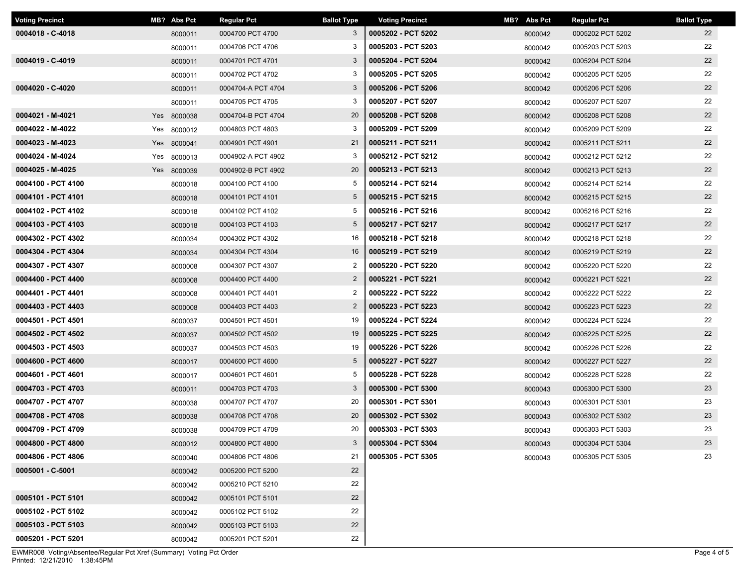| Voting Precinct | MB? | Abs Pct | Regular Pct | Ballot Type |
|---|---|---|---|---|
| 0004018 - C-4018 | | 8000011 | 0004700 PCT 4700 | 3 |
| | | 8000011 | 0004706 PCT 4706 | 3 |
| 0004019 - C-4019 | | 8000011 | 0004701 PCT 4701 | 3 |
| | | 8000011 | 0004702 PCT 4702 | 3 |
| 0004020 - C-4020 | | 8000011 | 0004704-A PCT 4704 | 3 |
| | | 8000011 | 0004705 PCT 4705 | 3 |
| 0004021 - M-4021 | Yes | 8000038 | 0004704-B PCT 4704 | 20 |
| 0004022 - M-4022 | Yes | 8000012 | 0004803 PCT 4803 | 3 |
| 0004023 - M-4023 | Yes | 8000041 | 0004901 PCT 4901 | 21 |
| 0004024 - M-4024 | Yes | 8000013 | 0004902-A PCT 4902 | 3 |
| 0004025 - M-4025 | Yes | 8000039 | 0004902-B PCT 4902 | 20 |
| 0004100 - PCT 4100 | | 8000018 | 0004100 PCT 4100 | 5 |
| 0004101 - PCT 4101 | | 8000018 | 0004101 PCT 4101 | 5 |
| 0004102 - PCT 4102 | | 8000018 | 0004102 PCT 4102 | 5 |
| 0004103 - PCT 4103 | | 8000018 | 0004103 PCT 4103 | 5 |
| 0004302 - PCT 4302 | | 8000034 | 0004302 PCT 4302 | 16 |
| 0004304 - PCT 4304 | | 8000034 | 0004304 PCT 4304 | 16 |
| 0004307 - PCT 4307 | | 8000008 | 0004307 PCT 4307 | 2 |
| 0004400 - PCT 4400 | | 8000008 | 0004400 PCT 4400 | 2 |
| 0004401 - PCT 4401 | | 8000008 | 0004401 PCT 4401 | 2 |
| 0004403 - PCT 4403 | | 8000008 | 0004403 PCT 4403 | 2 |
| 0004501 - PCT 4501 | | 8000037 | 0004501 PCT 4501 | 19 |
| 0004502 - PCT 4502 | | 8000037 | 0004502 PCT 4502 | 19 |
| 0004503 - PCT 4503 | | 8000037 | 0004503 PCT 4503 | 19 |
| 0004600 - PCT 4600 | | 8000017 | 0004600 PCT 4600 | 5 |
| 0004601 - PCT 4601 | | 8000017 | 0004601 PCT 4601 | 5 |
| 0004703 - PCT 4703 | | 8000011 | 0004703 PCT 4703 | 3 |
| 0004707 - PCT 4707 | | 8000038 | 0004707 PCT 4707 | 20 |
| 0004708 - PCT 4708 | | 8000038 | 0004708 PCT 4708 | 20 |
| 0004709 - PCT 4709 | | 8000038 | 0004709 PCT 4709 | 20 |
| 0004800 - PCT 4800 | | 8000012 | 0004800 PCT 4800 | 3 |
| 0004806 - PCT 4806 | | 8000040 | 0004806 PCT 4806 | 21 |
| 0005001 - C-5001 | | 8000042 | 0005200 PCT 5200 | 22 |
| | | 8000042 | 0005210 PCT 5210 | 22 |
| 0005101 - PCT 5101 | | 8000042 | 0005101 PCT 5101 | 22 |
| 0005102 - PCT 5102 | | 8000042 | 0005102 PCT 5102 | 22 |
| 0005103 - PCT 5103 | | 8000042 | 0005103 PCT 5103 | 22 |
| 0005201 - PCT 5201 | | 8000042 | 0005201 PCT 5201 | 22 |
| 0005202 - PCT 5202 | | 8000042 | 0005202 PCT 5202 | 22 |
| 0005203 - PCT 5203 | | 8000042 | 0005203 PCT 5203 | 22 |
| 0005204 - PCT 5204 | | 8000042 | 0005204 PCT 5204 | 22 |
| 0005205 - PCT 5205 | | 8000042 | 0005205 PCT 5205 | 22 |
| 0005206 - PCT 5206 | | 8000042 | 0005206 PCT 5206 | 22 |
| 0005207 - PCT 5207 | | 8000042 | 0005207 PCT 5207 | 22 |
| 0005208 - PCT 5208 | | 8000042 | 0005208 PCT 5208 | 22 |
| 0005209 - PCT 5209 | | 8000042 | 0005209 PCT 5209 | 22 |
| 0005211 - PCT 5211 | | 8000042 | 0005211 PCT 5211 | 22 |
| 0005212 - PCT 5212 | | 8000042 | 0005212 PCT 5212 | 22 |
| 0005213 - PCT 5213 | | 8000042 | 0005213 PCT 5213 | 22 |
| 0005214 - PCT 5214 | | 8000042 | 0005214 PCT 5214 | 22 |
| 0005215 - PCT 5215 | | 8000042 | 0005215 PCT 5215 | 22 |
| 0005216 - PCT 5216 | | 8000042 | 0005216 PCT 5216 | 22 |
| 0005217 - PCT 5217 | | 8000042 | 0005217 PCT 5217 | 22 |
| 0005218 - PCT 5218 | | 8000042 | 0005218 PCT 5218 | 22 |
| 0005219 - PCT 5219 | | 8000042 | 0005219 PCT 5219 | 22 |
| 0005220 - PCT 5220 | | 8000042 | 0005220 PCT 5220 | 22 |
| 0005221 - PCT 5221 | | 8000042 | 0005221 PCT 5221 | 22 |
| 0005222 - PCT 5222 | | 8000042 | 0005222 PCT 5222 | 22 |
| 0005223 - PCT 5223 | | 8000042 | 0005223 PCT 5223 | 22 |
| 0005224 - PCT 5224 | | 8000042 | 0005224 PCT 5224 | 22 |
| 0005225 - PCT 5225 | | 8000042 | 0005225 PCT 5225 | 22 |
| 0005226 - PCT 5226 | | 8000042 | 0005226 PCT 5226 | 22 |
| 0005227 - PCT 5227 | | 8000042 | 0005227 PCT 5227 | 22 |
| 0005228 - PCT 5228 | | 8000042 | 0005228 PCT 5228 | 22 |
| 0005300 - PCT 5300 | | 8000043 | 0005300 PCT 5300 | 23 |
| 0005301 - PCT 5301 | | 8000043 | 0005301 PCT 5301 | 23 |
| 0005302 - PCT 5302 | | 8000043 | 0005302 PCT 5302 | 23 |
| 0005303 - PCT 5303 | | 8000043 | 0005303 PCT 5303 | 23 |
| 0005304 - PCT 5304 | | 8000043 | 0005304 PCT 5304 | 23 |
| 0005305 - PCT 5305 | | 8000043 | 0005305 PCT 5305 | 23 |

EWMR008 Voting/Absentee/Regular Pct Xref (Summary) Voting Pct Order
Printed: 12/21/2010 1:38:45PM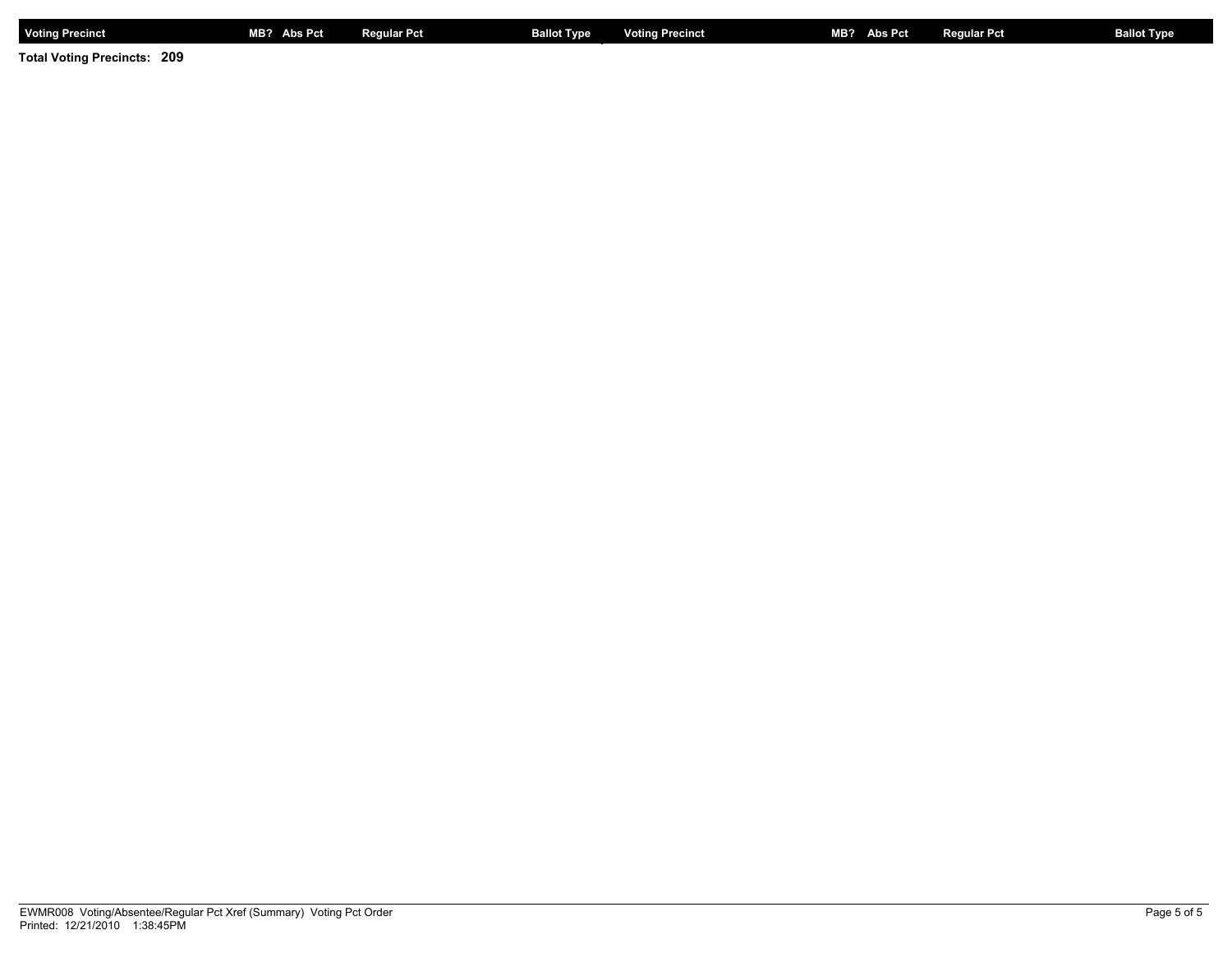| Voting Precinct | MB? | Abs Pct | Regular Pct | Ballot Type | Voting Precinct | MB? | Abs Pct | Regular Pct | Ballot Type |
|---|---|---|---|---|---|---|---|---|---|

**Total Voting Precincts: 209**